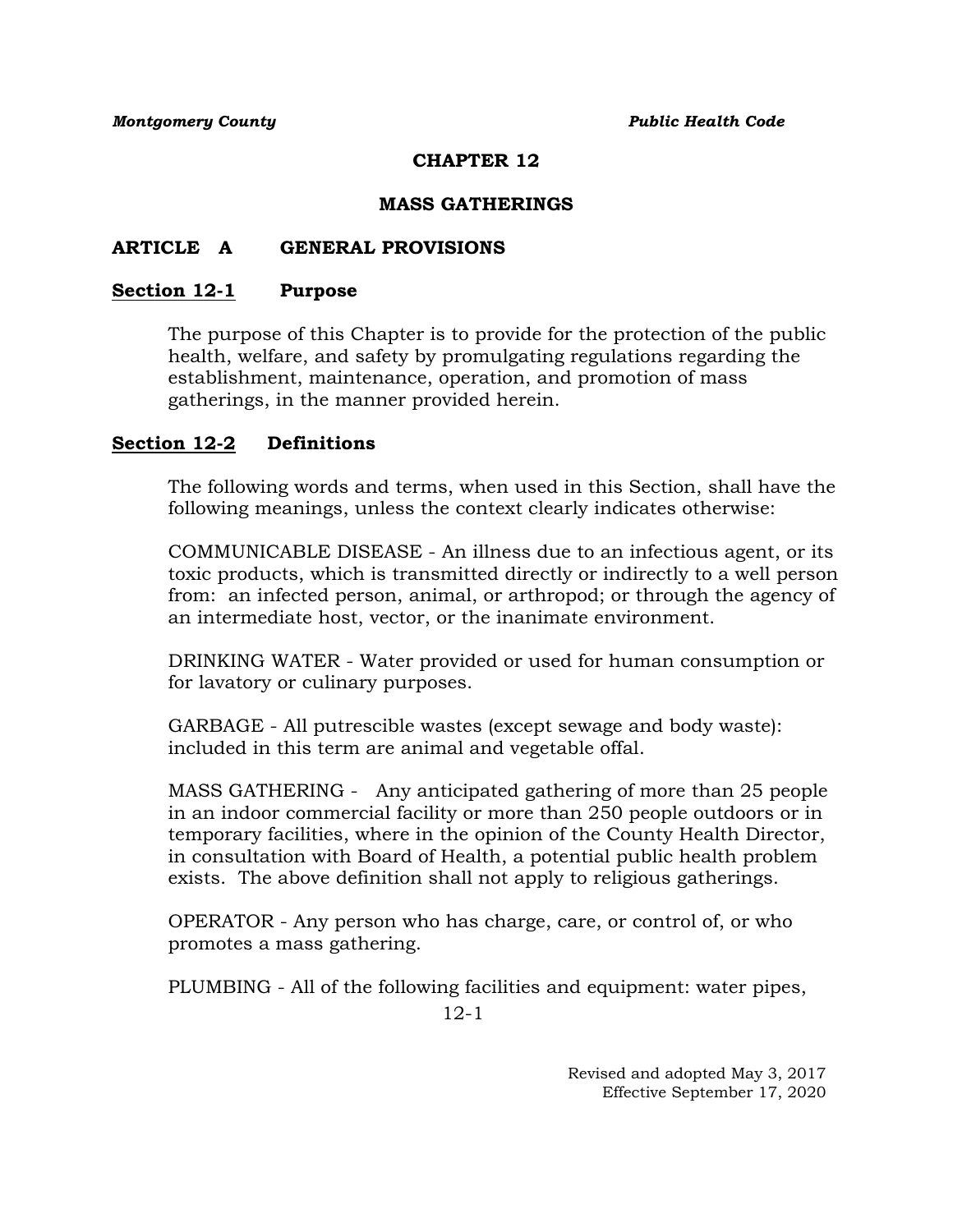# CHAPTER 12

# MASS GATHERINGS

## ARTICLE A GENERAL PROVISIONS

### Section 12-1 Purpose

The purpose of this Chapter is to provide for the protection of the public health, welfare, and safety by promulgating regulations regarding the establishment, maintenance, operation, and promotion of mass gatherings, in the manner provided herein.

### Section 12-2 Definitions

The following words and terms, when used in this Section, shall have the following meanings, unless the context clearly indicates otherwise:

COMMUNICABLE DISEASE - An illness due to an infectious agent, or its toxic products, which is transmitted directly or indirectly to a well person from: an infected person, animal, or arthropod; or through the agency of an intermediate host, vector, or the inanimate environment.

DRINKING WATER - Water provided or used for human consumption or for lavatory or culinary purposes.

GARBAGE - All putrescible wastes (except sewage and body waste): included in this term are animal and vegetable offal.

MASS GATHERING - Any anticipated gathering of more than 25 people in an indoor commercial facility or more than 250 people outdoors or in temporary facilities, where in the opinion of the County Health Director, in consultation with Board of Health, a potential public health problem exists. The above definition shall not apply to religious gatherings.

OPERATOR - Any person who has charge, care, or control of, or who promotes a mass gathering.

PLUMBING - All of the following facilities and equipment: water pipes,

Revised and adopted May 3, 2017
Effective September 17, 2020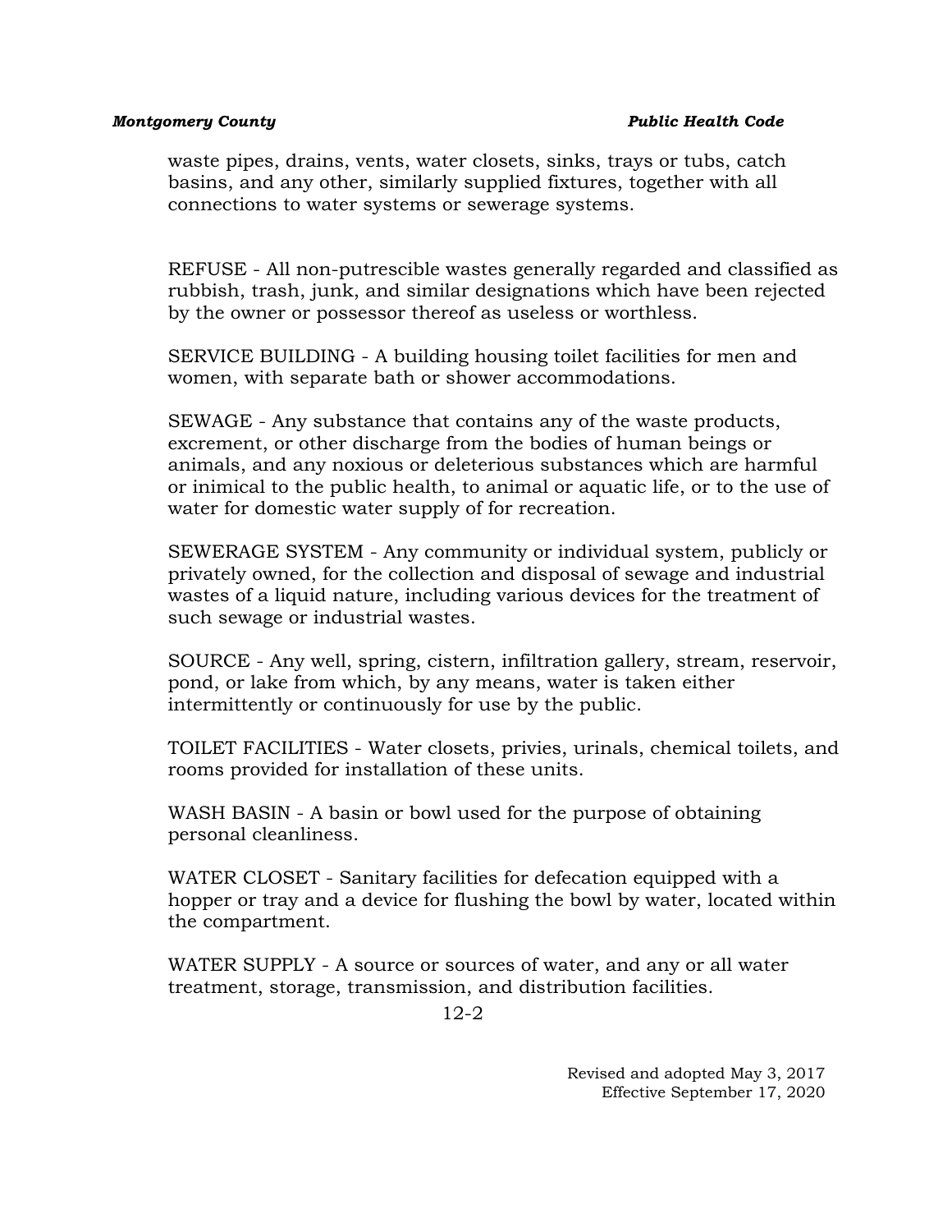waste pipes, drains, vents, water closets, sinks, trays or tubs, catch basins, and any other, similarly supplied fixtures, together with all connections to water systems or sewerage systems.

REFUSE - All non-putrescible wastes generally regarded and classified as rubbish, trash, junk, and similar designations which have been rejected by the owner or possessor thereof as useless or worthless.

SERVICE BUILDING - A building housing toilet facilities for men and women, with separate bath or shower accommodations.

SEWAGE - Any substance that contains any of the waste products, excrement, or other discharge from the bodies of human beings or animals, and any noxious or deleterious substances which are harmful or inimical to the public health, to animal or aquatic life, or to the use of water for domestic water supply of for recreation.

SEWERAGE SYSTEM - Any community or individual system, publicly or privately owned, for the collection and disposal of sewage and industrial wastes of a liquid nature, including various devices for the treatment of such sewage or industrial wastes.

SOURCE - Any well, spring, cistern, infiltration gallery, stream, reservoir, pond, or lake from which, by any means, water is taken either intermittently or continuously for use by the public.

TOILET FACILITIES - Water closets, privies, urinals, chemical toilets, and rooms provided for installation of these units.

WASH BASIN - A basin or bowl used for the purpose of obtaining personal cleanliness.

WATER CLOSET - Sanitary facilities for defecation equipped with a hopper or tray and a device for flushing the bowl by water, located within the compartment.

WATER SUPPLY - A source or sources of water, and any or all water treatment, storage, transmission, and distribution facilities.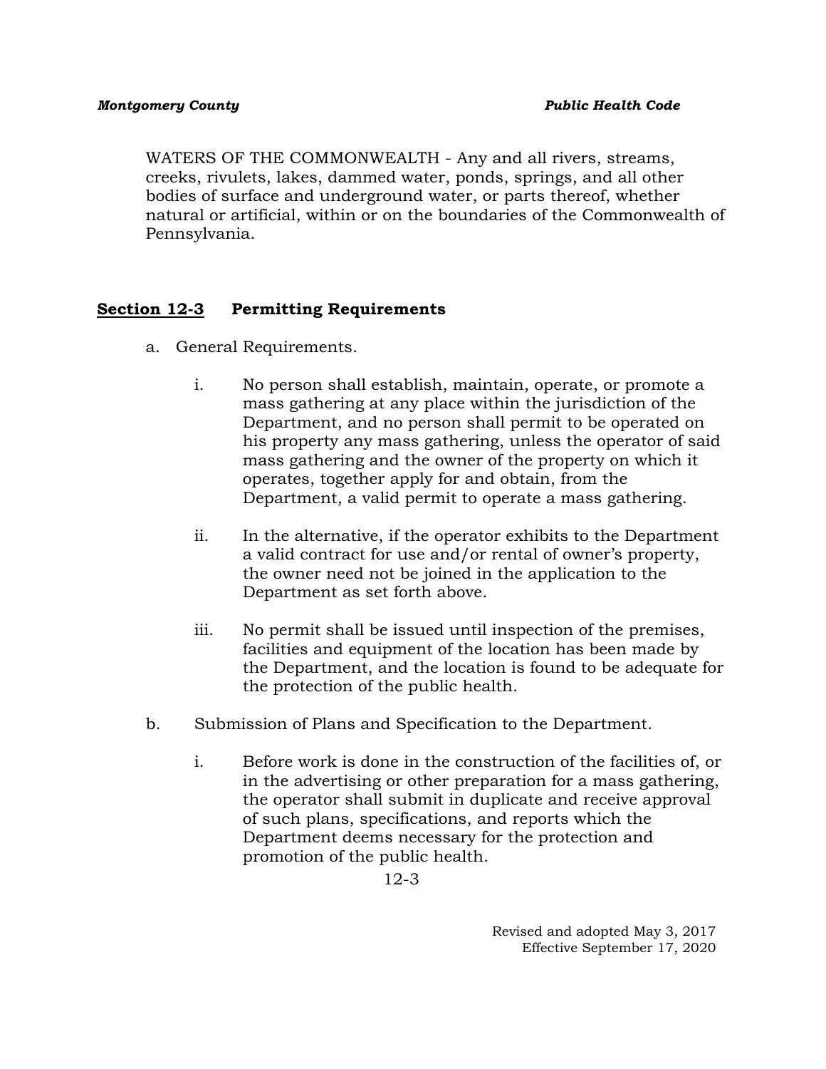WATERS OF THE COMMONWEALTH - Any and all rivers, streams, creeks, rivulets, lakes, dammed water, ponds, springs, and all other bodies of surface and underground water, or parts thereof, whether natural or artificial, within or on the boundaries of the Commonwealth of Pennsylvania.

## Section 12-3 Permitting Requirements

a. General Requirements.

   i. No person shall establish, maintain, operate, or promote a mass gathering at any place within the jurisdiction of the Department, and no person shall permit to be operated on his property any mass gathering, unless the operator of said mass gathering and the owner of the property on which it operates, together apply for and obtain, from the Department, a valid permit to operate a mass gathering.

   ii. In the alternative, if the operator exhibits to the Department a valid contract for use and/or rental of owner's property, the owner need not be joined in the application to the Department as set forth above.

   iii. No permit shall be issued until inspection of the premises, facilities and equipment of the location has been made by the Department, and the location is found to be adequate for the protection of the public health.

b. Submission of Plans and Specification to the Department.

   i. Before work is done in the construction of the facilities of, or in the advertising or other preparation for a mass gathering, the operator shall submit in duplicate and receive approval of such plans, specifications, and reports which the Department deems necessary for the protection and promotion of the public health.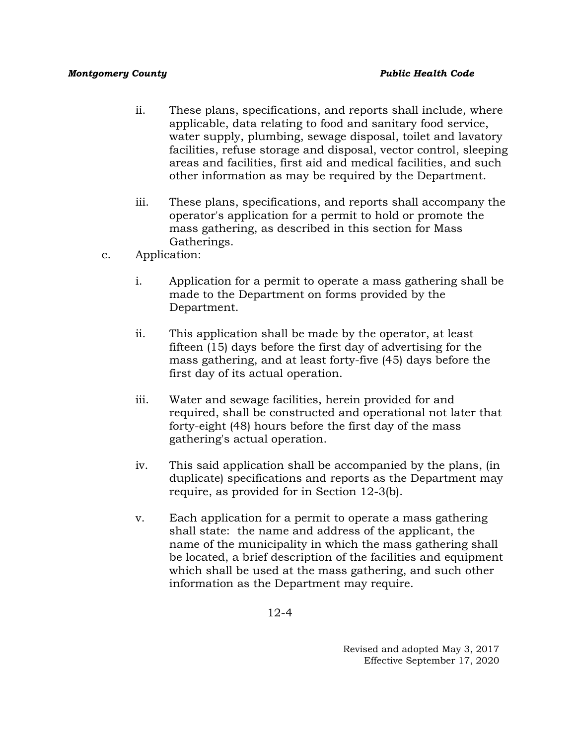ii. These plans, specifications, and reports shall include, where applicable, data relating to food and sanitary food service, water supply, plumbing, sewage disposal, toilet and lavatory facilities, refuse storage and disposal, vector control, sleeping areas and facilities, first aid and medical facilities, and such other information as may be required by the Department.

iii. These plans, specifications, and reports shall accompany the operator's application for a permit to hold or promote the mass gathering, as described in this section for Mass Gatherings.

c. Application:

i. Application for a permit to operate a mass gathering shall be made to the Department on forms provided by the Department.

ii. This application shall be made by the operator, at least fifteen (15) days before the first day of advertising for the mass gathering, and at least forty-five (45) days before the first day of its actual operation.

iii. Water and sewage facilities, herein provided for and required, shall be constructed and operational not later that forty-eight (48) hours before the first day of the mass gathering's actual operation.

iv. This said application shall be accompanied by the plans, (in duplicate) specifications and reports as the Department may require, as provided for in Section 12-3(b).

v. Each application for a permit to operate a mass gathering shall state: the name and address of the applicant, the name of the municipality in which the mass gathering shall be located, a brief description of the facilities and equipment which shall be used at the mass gathering, and such other information as the Department may require.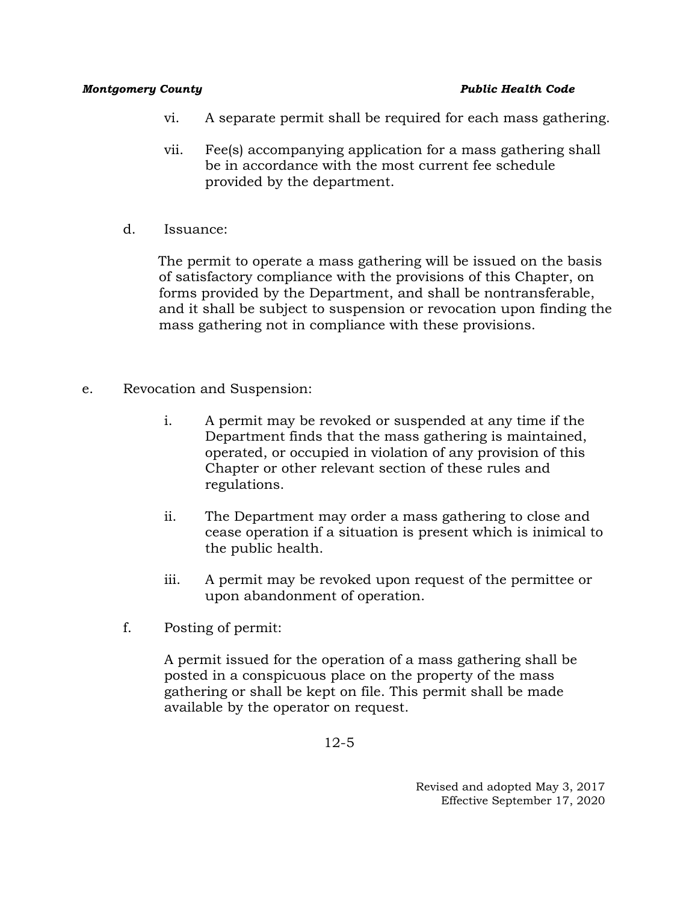vi. A separate permit shall be required for each mass gathering.

vii. Fee(s) accompanying application for a mass gathering shall be in accordance with the most current fee schedule provided by the department.

d. Issuance:

The permit to operate a mass gathering will be issued on the basis of satisfactory compliance with the provisions of this Chapter, on forms provided by the Department, and shall be nontransferable, and it shall be subject to suspension or revocation upon finding the mass gathering not in compliance with these provisions.

e. Revocation and Suspension:

i. A permit may be revoked or suspended at any time if the Department finds that the mass gathering is maintained, operated, or occupied in violation of any provision of this Chapter or other relevant section of these rules and regulations.

ii. The Department may order a mass gathering to close and cease operation if a situation is present which is inimical to the public health.

iii. A permit may be revoked upon request of the permittee or upon abandonment of operation.

f. Posting of permit:

A permit issued for the operation of a mass gathering shall be posted in a conspicuous place on the property of the mass gathering or shall be kept on file. This permit shall be made available by the operator on request.

Revised and adopted May 3, 2017
Effective September 17, 2020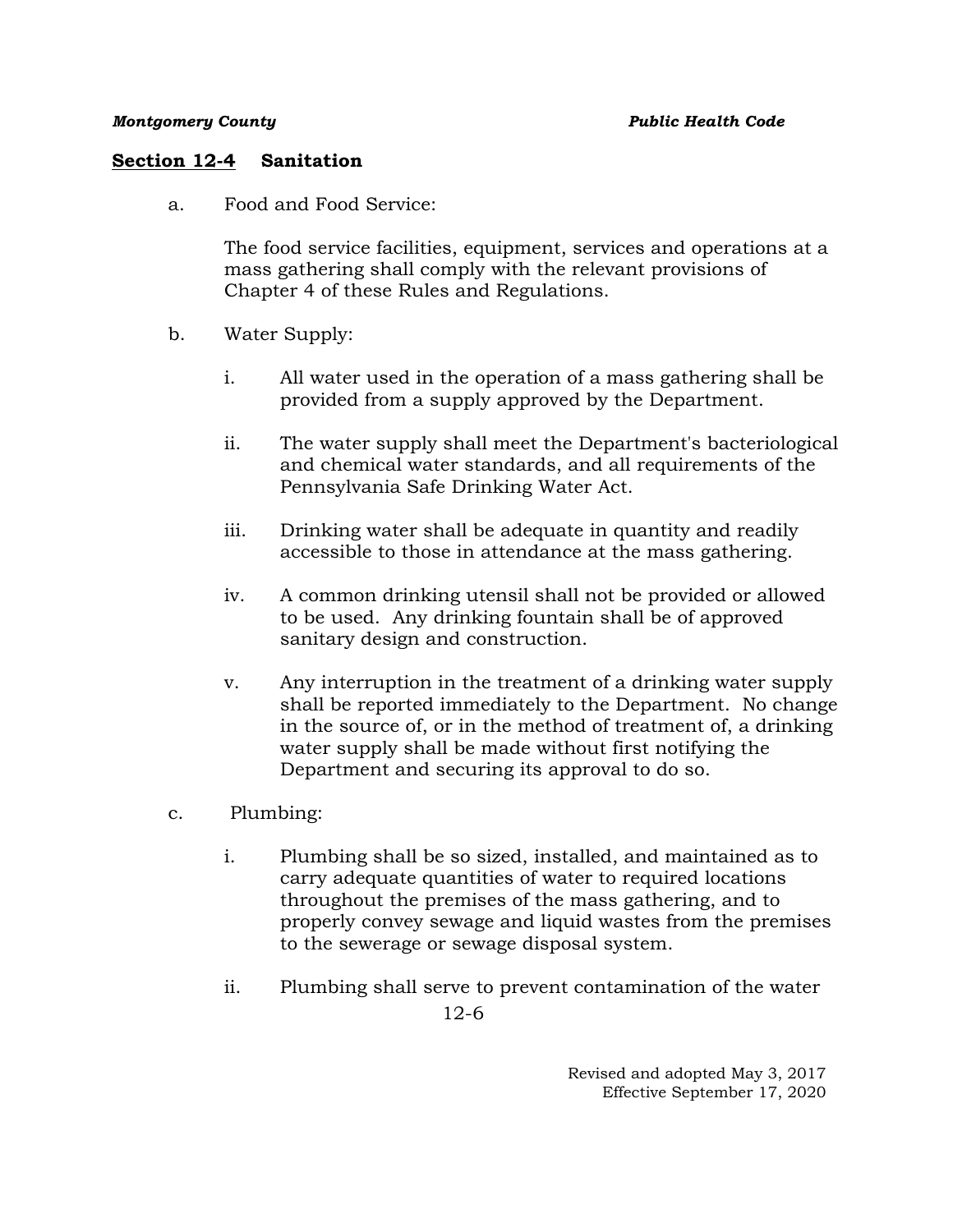## Section 12-4 Sanitation

a. Food and Food Service:

   The food service facilities, equipment, services and operations at a mass gathering shall comply with the relevant provisions of Chapter 4 of these Rules and Regulations.

b. Water Supply:

   i. All water used in the operation of a mass gathering shall be provided from a supply approved by the Department.

   ii. The water supply shall meet the Department's bacteriological and chemical water standards, and all requirements of the Pennsylvania Safe Drinking Water Act.

   iii. Drinking water shall be adequate in quantity and readily accessible to those in attendance at the mass gathering.

   iv. A common drinking utensil shall not be provided or allowed to be used. Any drinking fountain shall be of approved sanitary design and construction.

   v. Any interruption in the treatment of a drinking water supply shall be reported immediately to the Department. No change in the source of, or in the method of treatment of, a drinking water supply shall be made without first notifying the Department and securing its approval to do so.

c. Plumbing:

   i. Plumbing shall be so sized, installed, and maintained as to carry adequate quantities of water to required locations throughout the premises of the mass gathering, and to properly convey sewage and liquid wastes from the premises to the sewerage or sewage disposal system.

   ii. Plumbing shall serve to prevent contamination of the water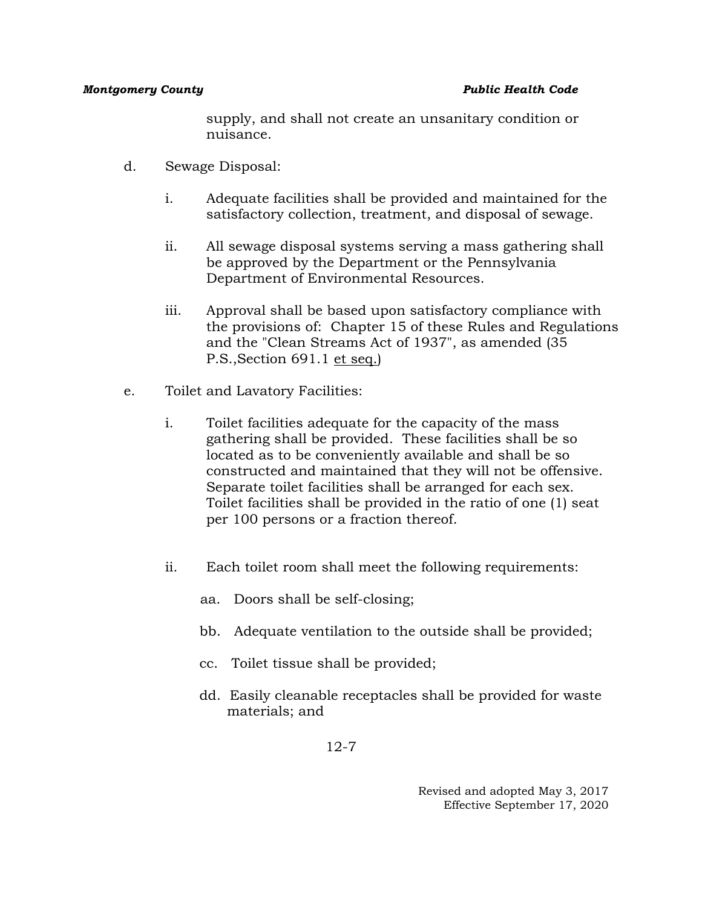supply, and shall not create an unsanitary condition or nuisance.

d. Sewage Disposal:

   i. Adequate facilities shall be provided and maintained for the satisfactory collection, treatment, and disposal of sewage.

   ii. All sewage disposal systems serving a mass gathering shall be approved by the Department or the Pennsylvania Department of Environmental Resources.

   iii. Approval shall be based upon satisfactory compliance with the provisions of: Chapter 15 of these Rules and Regulations and the "Clean Streams Act of 1937", as amended (35 P.S.,Section 691.1 et seq.)

e. Toilet and Lavatory Facilities:

   i. Toilet facilities adequate for the capacity of the mass gathering shall be provided. These facilities shall be so located as to be conveniently available and shall be so constructed and maintained that they will not be offensive. Separate toilet facilities shall be arranged for each sex. Toilet facilities shall be provided in the ratio of one (1) seat per 100 persons or a fraction thereof.

   ii. Each toilet room shall meet the following requirements:

      aa. Doors shall be self-closing;

      bb. Adequate ventilation to the outside shall be provided;

      cc. Toilet tissue shall be provided;

      dd. Easily cleanable receptacles shall be provided for waste materials; and

Revised and adopted May 3, 2017
Effective September 17, 2020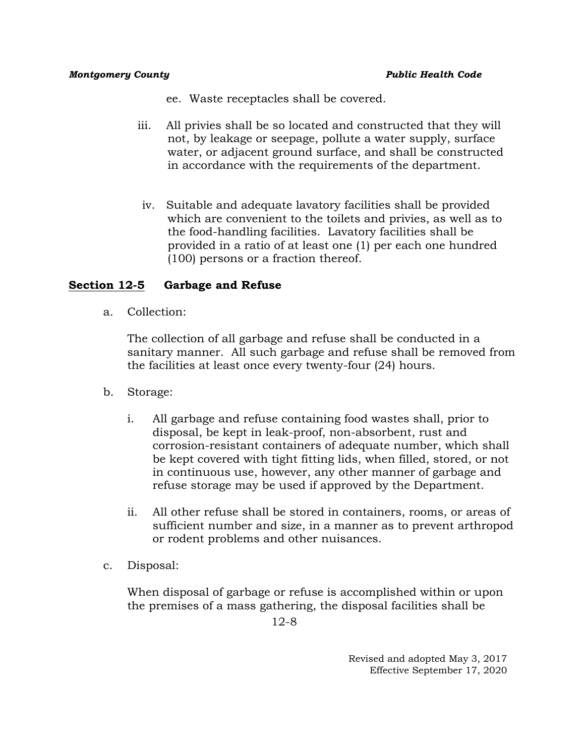ee. Waste receptacles shall be covered.

iii. All privies shall be so located and constructed that they will not, by leakage or seepage, pollute a water supply, surface water, or adjacent ground surface, and shall be constructed in accordance with the requirements of the department.

iv. Suitable and adequate lavatory facilities shall be provided which are convenient to the toilets and privies, as well as to the food-handling facilities. Lavatory facilities shall be provided in a ratio of at least one (1) per each one hundred (100) persons or a fraction thereof.

## <u>Section 12-5</u> Garbage and Refuse

a. Collection:

The collection of all garbage and refuse shall be conducted in a sanitary manner. All such garbage and refuse shall be removed from the facilities at least once every twenty-four (24) hours.

b. Storage:

i. All garbage and refuse containing food wastes shall, prior to disposal, be kept in leak-proof, non-absorbent, rust and corrosion-resistant containers of adequate number, which shall be kept covered with tight fitting lids, when filled, stored, or not in continuous use, however, any other manner of garbage and refuse storage may be used if approved by the Department.

ii. All other refuse shall be stored in containers, rooms, or areas of sufficient number and size, in a manner as to prevent arthropod or rodent problems and other nuisances.

c. Disposal:

When disposal of garbage or refuse is accomplished within or upon the premises of a mass gathering, the disposal facilities shall be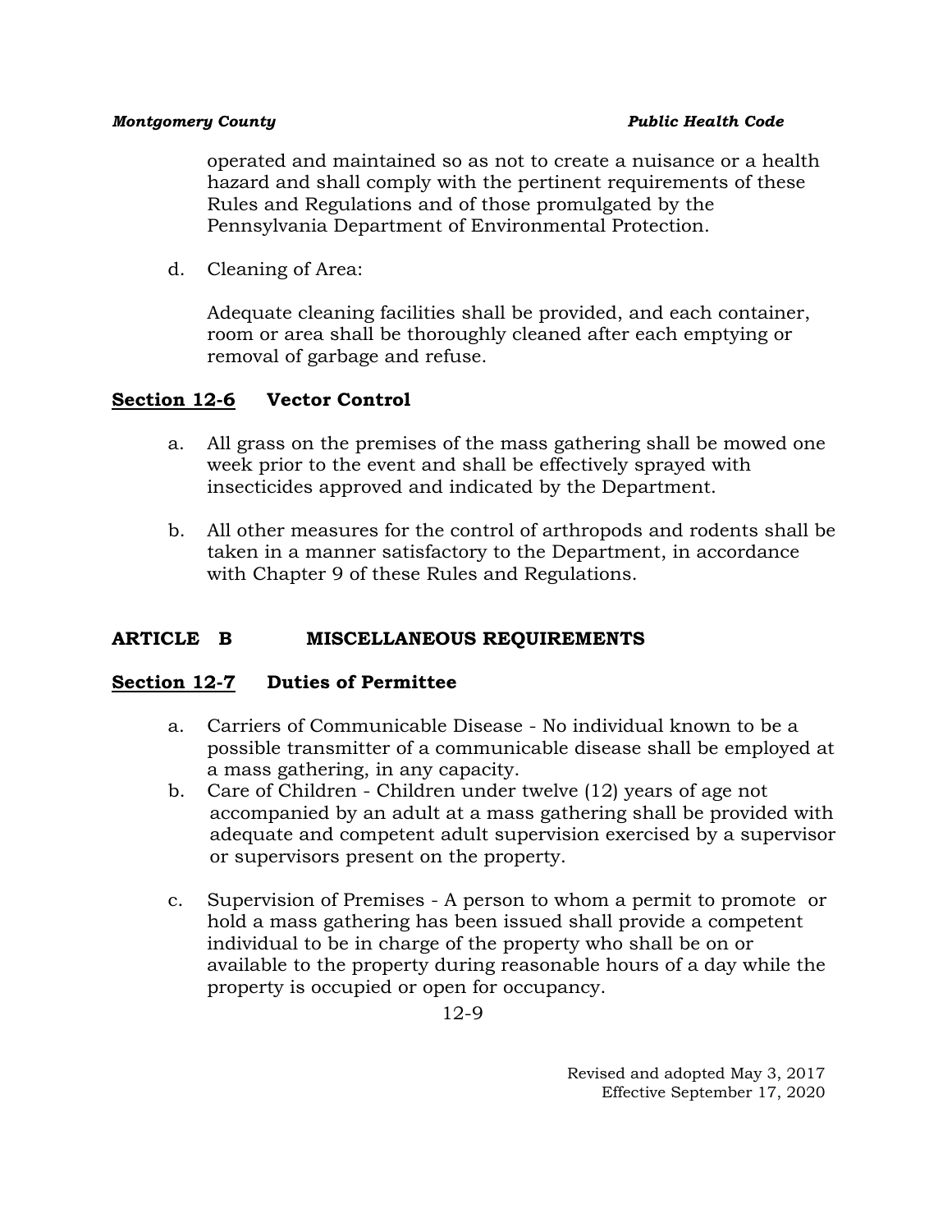operated and maintained so as not to create a nuisance or a health hazard and shall comply with the pertinent requirements of these Rules and Regulations and of those promulgated by the Pennsylvania Department of Environmental Protection.

d. Cleaning of Area:

   Adequate cleaning facilities shall be provided, and each container, room or area shall be thoroughly cleaned after each emptying or removal of garbage and refuse.

### Section 12-6 Vector Control

a. All grass on the premises of the mass gathering shall be mowed one week prior to the event and shall be effectively sprayed with insecticides approved and indicated by the Department.

b. All other measures for the control of arthropods and rodents shall be taken in a manner satisfactory to the Department, in accordance with Chapter 9 of these Rules and Regulations.

## ARTICLE B MISCELLANEOUS REQUIREMENTS

### Section 12-7 Duties of Permittee

a. Carriers of Communicable Disease - No individual known to be a possible transmitter of a communicable disease shall be employed at a mass gathering, in any capacity.

b. Care of Children - Children under twelve (12) years of age not accompanied by an adult at a mass gathering shall be provided with adequate and competent adult supervision exercised by a supervisor or supervisors present on the property.

c. Supervision of Premises - A person to whom a permit to promote or hold a mass gathering has been issued shall provide a competent individual to be in charge of the property who shall be on or available to the property during reasonable hours of a day while the property is occupied or open for occupancy.

Revised and adopted May 3, 2017
Effective September 17, 2020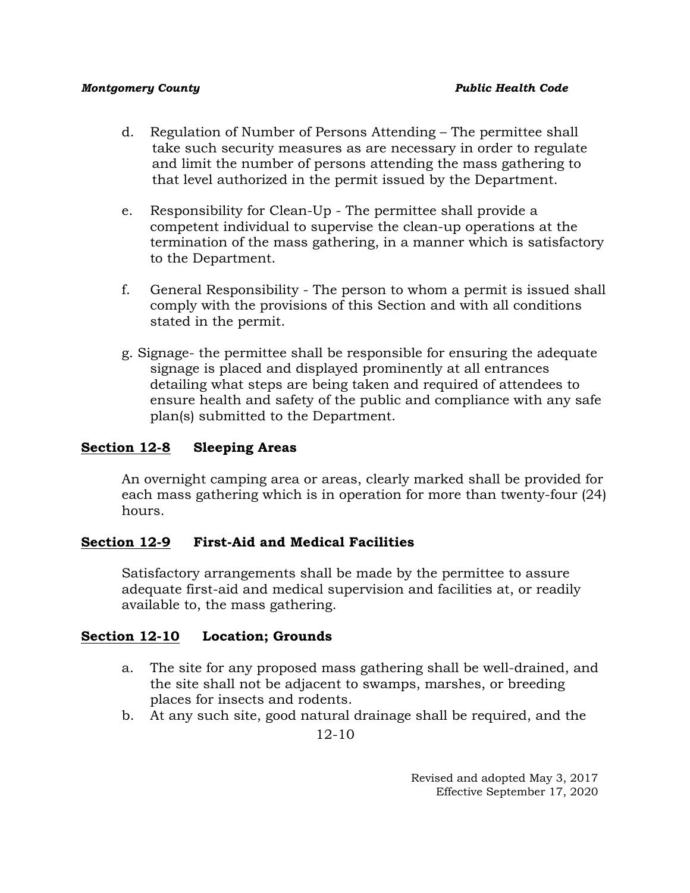d. Regulation of Number of Persons Attending – The permittee shall take such security measures as are necessary in order to regulate and limit the number of persons attending the mass gathering to that level authorized in the permit issued by the Department.

e. Responsibility for Clean-Up - The permittee shall provide a competent individual to supervise the clean-up operations at the termination of the mass gathering, in a manner which is satisfactory to the Department.

f. General Responsibility - The person to whom a permit is issued shall comply with the provisions of this Section and with all conditions stated in the permit.

g. Signage- the permittee shall be responsible for ensuring the adequate signage is placed and displayed prominently at all entrances detailing what steps are being taken and required of attendees to ensure health and safety of the public and compliance with any safe plan(s) submitted to the Department.

### Section 12-8 Sleeping Areas

An overnight camping area or areas, clearly marked shall be provided for each mass gathering which is in operation for more than twenty-four (24) hours.

### Section 12-9 First-Aid and Medical Facilities

Satisfactory arrangements shall be made by the permittee to assure adequate first-aid and medical supervision and facilities at, or readily available to, the mass gathering.

### Section 12-10 Location; Grounds

a. The site for any proposed mass gathering shall be well-drained, and the site shall not be adjacent to swamps, marshes, or breeding places for insects and rodents.
b. At any such site, good natural drainage shall be required, and the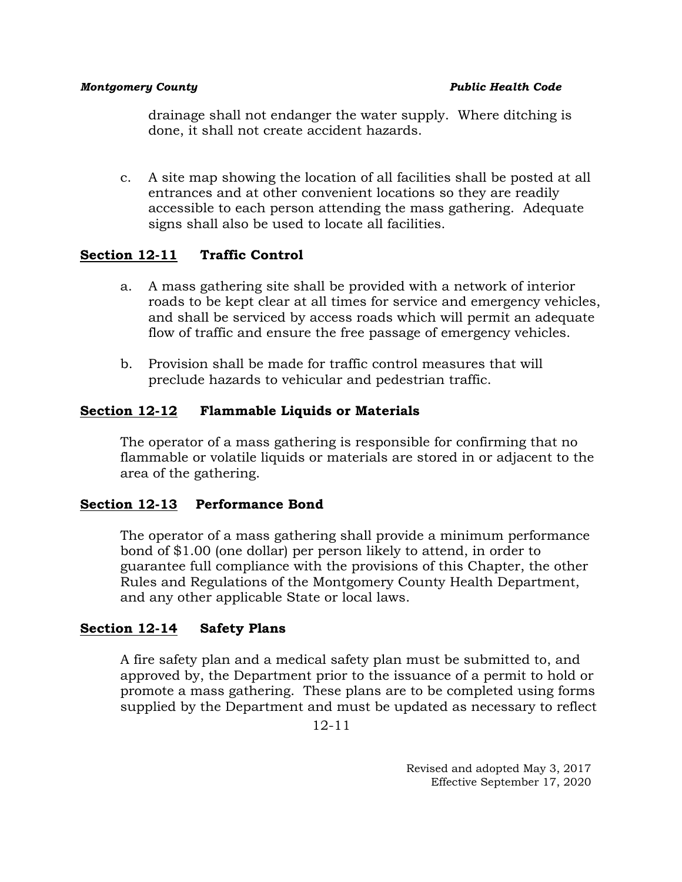drainage shall not endanger the water supply. Where ditching is done, it shall not create accident hazards.

c. A site map showing the location of all facilities shall be posted at all entrances and at other convenient locations so they are readily accessible to each person attending the mass gathering. Adequate signs shall also be used to locate all facilities.

## Section 12-11 Traffic Control

a. A mass gathering site shall be provided with a network of interior roads to be kept clear at all times for service and emergency vehicles, and shall be serviced by access roads which will permit an adequate flow of traffic and ensure the free passage of emergency vehicles.

b. Provision shall be made for traffic control measures that will preclude hazards to vehicular and pedestrian traffic.

## Section 12-12 Flammable Liquids or Materials

The operator of a mass gathering is responsible for confirming that no flammable or volatile liquids or materials are stored in or adjacent to the area of the gathering.

## Section 12-13 Performance Bond

The operator of a mass gathering shall provide a minimum performance bond of $1.00 (one dollar) per person likely to attend, in order to guarantee full compliance with the provisions of this Chapter, the other Rules and Regulations of the Montgomery County Health Department, and any other applicable State or local laws.

## Section 12-14 Safety Plans

A fire safety plan and a medical safety plan must be submitted to, and approved by, the Department prior to the issuance of a permit to hold or promote a mass gathering. These plans are to be completed using forms supplied by the Department and must be updated as necessary to reflect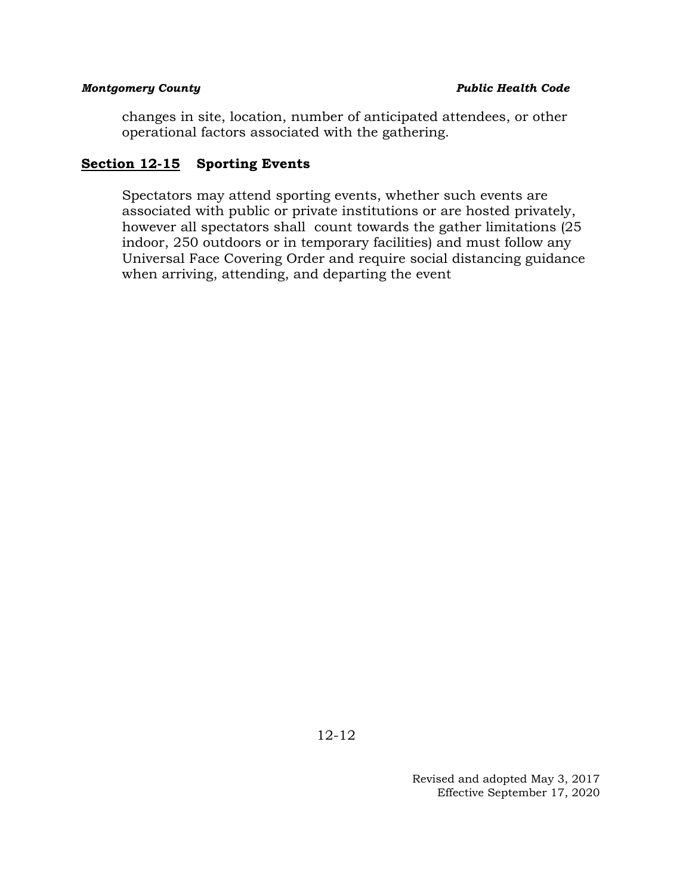changes in site, location, number of anticipated attendees, or other operational factors associated with the gathering.

## <u>Section 12-15</u> Sporting Events

Spectators may attend sporting events, whether such events are associated with public or private institutions or are hosted privately, however all spectators shall count towards the gather limitations (25 indoor, 250 outdoors or in temporary facilities) and must follow any Universal Face Covering Order and require social distancing guidance when arriving, attending, and departing the event

Revised and adopted May 3, 2017
Effective September 17, 2020